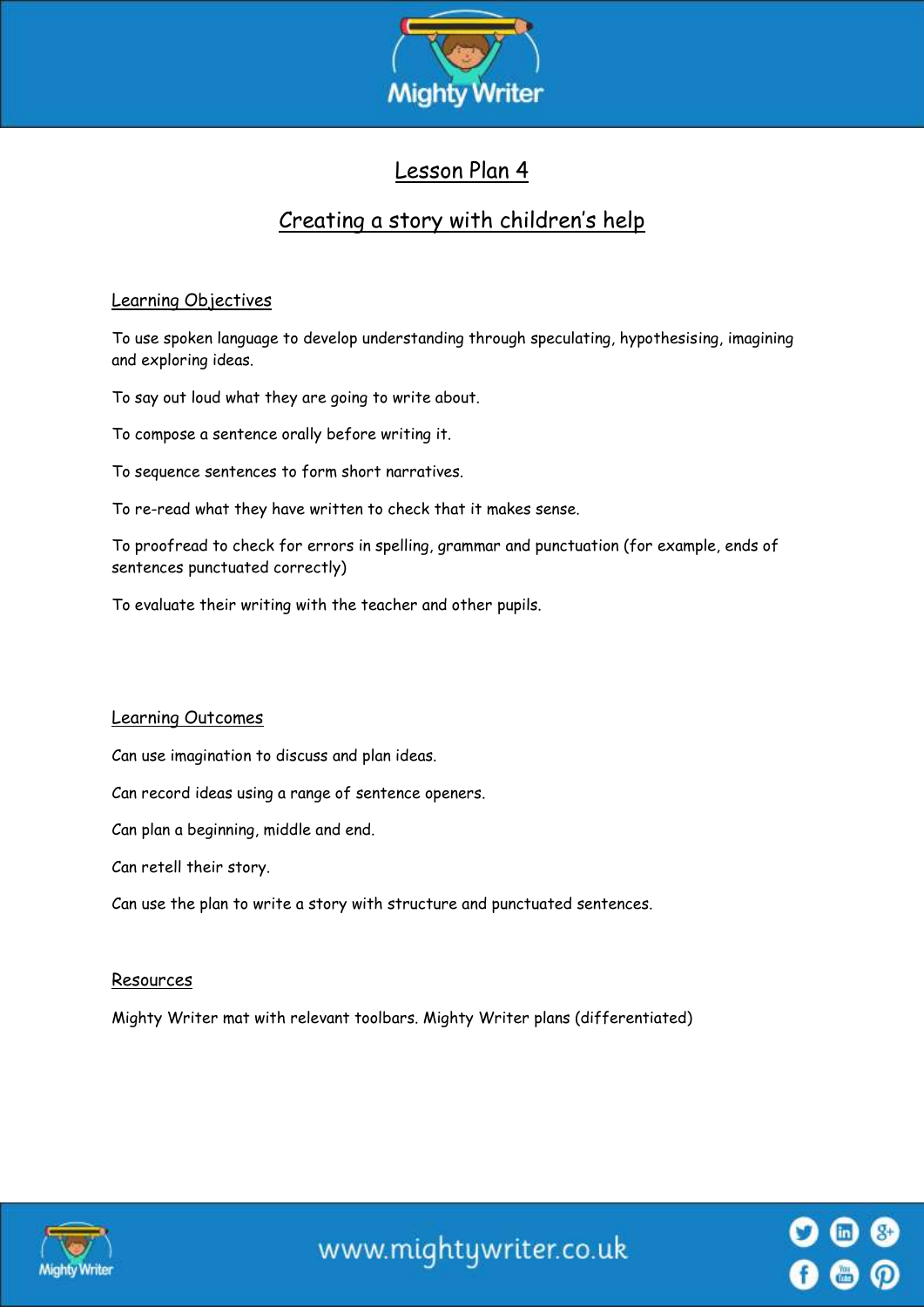# Lesson Plan 4

## Creating a story with children's help

### Learning Objectives

To use spoken language to develop understanding through speculating, hypothesising, imagining and exploring ideas.

To say out loud what they are going to write about.

To compose a sentence orally before writing it.

To sequence sentences to form short narratives.

To re-read what they have written to check that it makes sense.

To proofread to check for errors in spelling, grammar and punctuation (for example, ends of sentences punctuated correctly)

To evaluate their writing with the teacher and other pupils.

### Learning Outcomes

Can use imagination to discuss and plan ideas.

Can record ideas using a range of sentence openers.

Can plan a beginning, middle and end.

Can retell their story.

Can use the plan to write a story with structure and punctuated sentences.

### Resources

Mighty Writer mat with relevant toolbars. Mighty Writer plans (differentiated)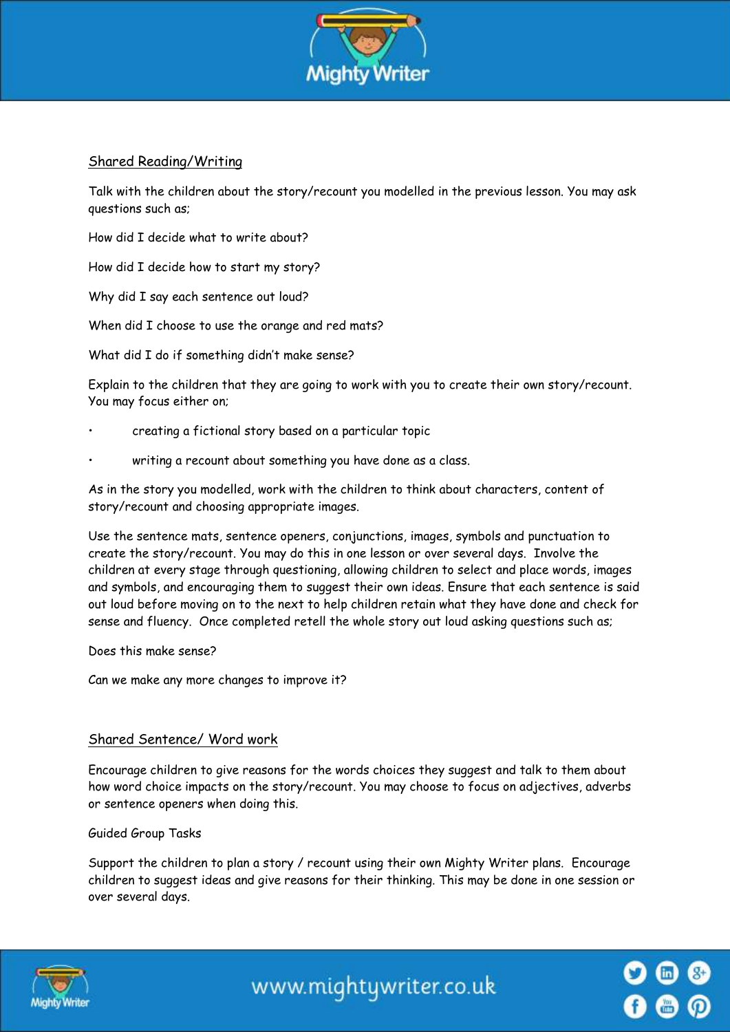## Shared Reading/Writing

Talk with the children about the story/recount you modelled in the previous lesson. You may ask questions such as;

How did I decide what to write about?

How did I decide how to start my story?

Why did I say each sentence out loud?

When did I choose to use the orange and red mats?

What did I do if something didn't make sense?

Explain to the children that they are going to work with you to create their own story/recount. You may focus either on;

- creating a fictional story based on a particular topic
- writing a recount about something you have done as a class.

As in the story you modelled, work with the children to think about characters, content of story/recount and choosing appropriate images.

Use the sentence mats, sentence openers, conjunctions, images, symbols and punctuation to create the story/recount. You may do this in one lesson or over several days. Involve the children at every stage through questioning, allowing children to select and place words, images and symbols, and encouraging them to suggest their own ideas. Ensure that each sentence is said out loud before moving on to the next to help children retain what they have done and check for sense and fluency. Once completed retell the whole story out loud asking questions such as;

Does this make sense?

Can we make any more changes to improve it?

## Shared Sentence/ Word work

Encourage children to give reasons for the words choices they suggest and talk to them about how word choice impacts on the story/recount. You may choose to focus on adjectives, adverbs or sentence openers when doing this.

Guided Group Tasks

Support the children to plan a story / recount using their own Mighty Writer plans. Encourage children to suggest ideas and give reasons for their thinking. This may be done in one session or over several days.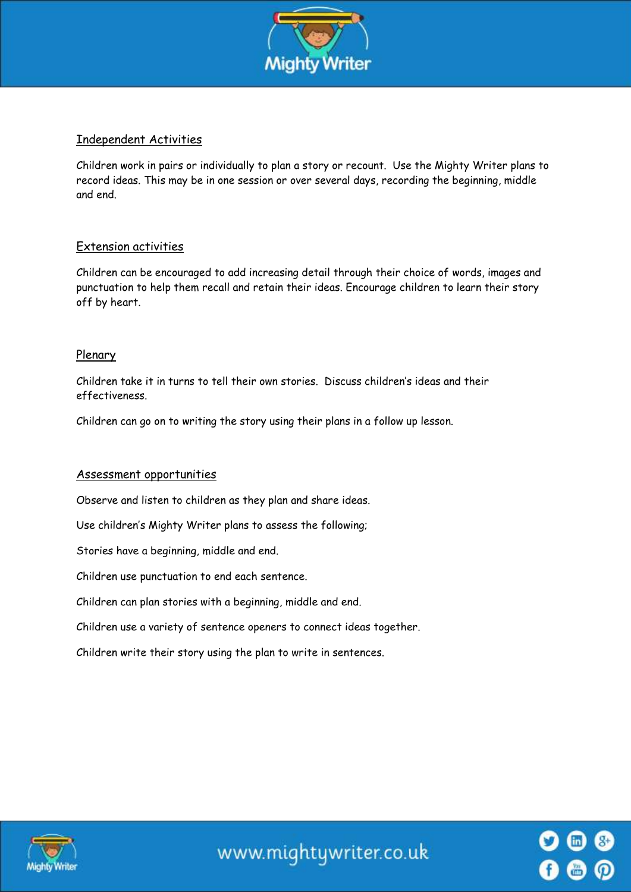## Independent Activities

Children work in pairs or individually to plan a story or recount. Use the Mighty Writer plans to record ideas. This may be in one session or over several days, recording the beginning, middle and end.

## Extension activities

Children can be encouraged to add increasing detail through their choice of words, images and punctuation to help them recall and retain their ideas. Encourage children to learn their story off by heart.

## Plenary

Children take it in turns to tell their own stories. Discuss children's ideas and their effectiveness.

Children can go on to writing the story using their plans in a follow up lesson.

## Assessment opportunities

Observe and listen to children as they plan and share ideas.

Use children's Mighty Writer plans to assess the following;

Stories have a beginning, middle and end.

Children use punctuation to end each sentence.

Children can plan stories with a beginning, middle and end.

Children use a variety of sentence openers to connect ideas together.

Children write their story using the plan to write in sentences.